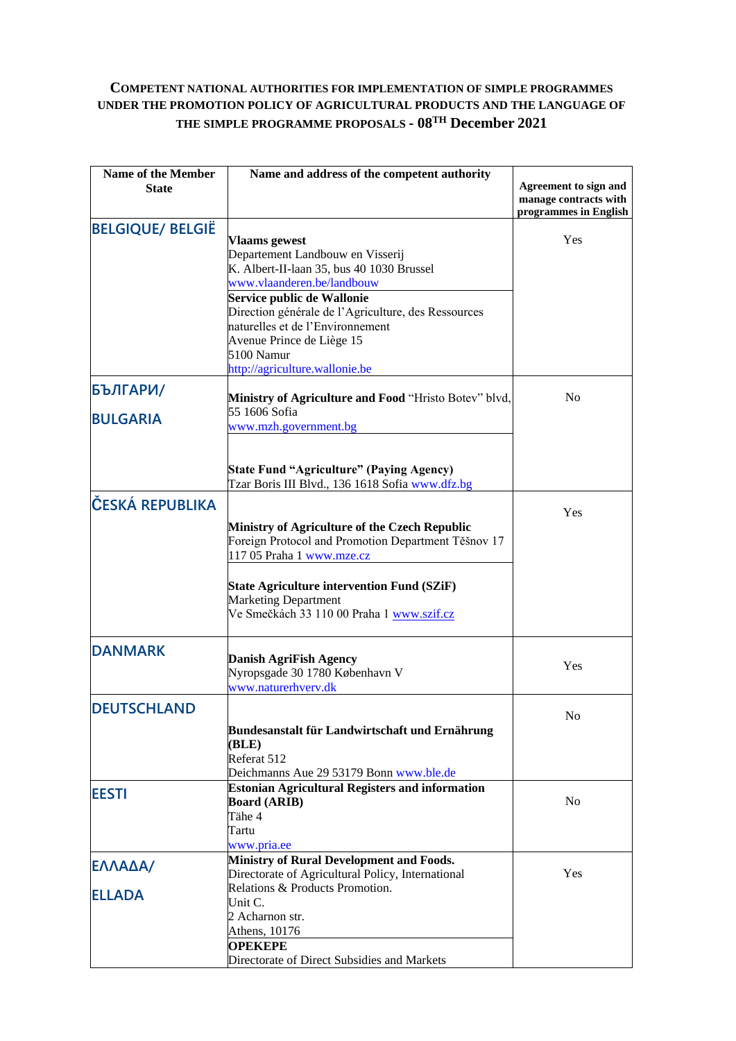**COMPETENT NATIONAL AUTHORITIES FOR IMPLEMENTATION OF SIMPLE PROGRAMMES UNDER THE PROMOTION POLICY OF AGRICULTURAL PRODUCTS AND THE LANGUAGE OF THE SIMPLE PROGRAMME PROPOSALS - 08TH December 2021**

| Name of the Member State | Name and address of the competent authority | Agreement to sign and manage contracts with programmes in English |
|---|---|---|
| **BELGIQUE/ BELGIË** | **Vlaams gewest**<br>Departement Landbouw en Visserij<br>K. Albert-II-laan 35, bus 40 1030 Brussel<br>www.vlaanderen.be/landbouw<br>**Service public de Wallonie**<br>Direction générale de l'Agriculture, des Ressources naturelles et de l'Environnement<br>Avenue Prince de Liège 15<br>5100 Namur<br>http://agriculture.wallonie.be | Yes |
| **БЪЛГАРИ/ BULGARIA** | **Ministry of Agriculture and Food** "Hristo Botev" blvd, 55 1606 Sofia<br>www.mzh.government.bg<br>**State Fund "Agriculture" (Paying Agency)**<br>Tzar Boris III Blvd., 136 1618 Sofia www.dfz.bg | No |
| **ČESKÁ REPUBLIKA** | **Ministry of Agriculture of the Czech Republic**<br>Foreign Protocol and Promotion Department Těšnov 17 117 05 Praha 1 www.mze.cz<br>**State Agriculture intervention Fund (SZiF)**<br>Marketing Department<br>Ve Smečkách 33 110 00 Praha 1 www.szif.cz | Yes |
| **DANMARK** | **Danish AgriFish Agency**<br>Nyropsgade 30 1780 København V<br>www.naturerhverv.dk | Yes |
| **DEUTSCHLAND** | **Bundesanstalt für Landwirtschaft und Ernährung (BLE)**<br>Referat 512<br>Deichmanns Aue 29 53179 Bonn www.ble.de | No |
| **EESTI** | **Estonian Agricultural Registers and information Board (ARIB)**<br>Tähe 4<br>Tartu<br>www.pria.ee | No |
| **ΕΛΛΑΔΑ/ ELLADA** | **Ministry of Rural Development and Foods.**<br>Directorate of Agricultural Policy, International Relations & Products Promotion.<br>Unit C.<br>2 Acharnon str.<br>Athens, 10176<br>**OPEKEPE**<br>Directorate of Direct Subsidies and Markets | Yes |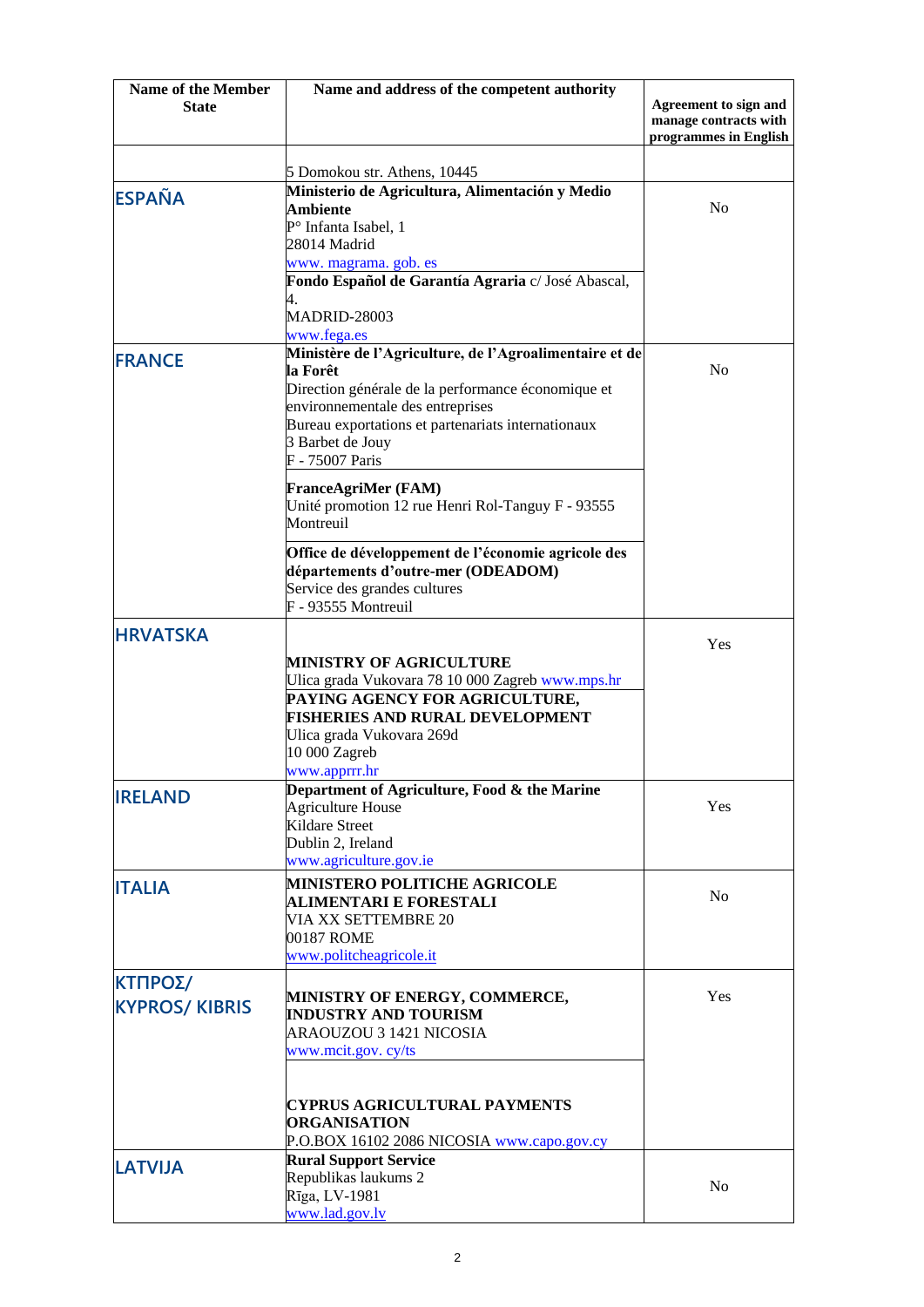| Name of the Member State | Name and address of the competent authority | Agreement to sign and manage contracts with programmes in English |
|---|---|---|
| | 5 Domokou str. Athens, 10445 | |
| ESPAÑA | **Ministerio de Agricultura, Alimentación y Medio Ambiente** P° Infanta Isabel, 1 28014 Madrid www. magrama. gob. es<br>**Fondo Español de Garantía Agraria** c/ José Abascal, 4. MADRID-28003 www.fega.es | No |
| FRANCE | **Ministère de l'Agriculture, de l'Agroalimentaire et de la Forêt** Direction générale de la performance économique et environnementale des entreprises Bureau exportations et partenariats internationaux 3 Barbet de Jouy F - 75007 Paris<br>**FranceAgriMer (FAM)** Unité promotion 12 rue Henri Rol-Tanguy F - 93555 Montreuil<br>**Office de développement de l'économie agricole des départements d'outre-mer (ODEADOM)** Service des grandes cultures F - 93555 Montreuil | No |
| HRVATSKA | **MINISTRY OF AGRICULTURE** Ulica grada Vukovara 78 10 000 Zagreb www.mps.hr<br>**PAYING AGENCY FOR AGRICULTURE, FISHERIES AND RURAL DEVELOPMENT** Ulica grada Vukovara 269d 10 000 Zagreb www.apprrr.hr | Yes |
| IRELAND | **Department of Agriculture, Food & the Marine** Agriculture House Kildare Street Dublin 2, Ireland www.agriculture.gov.ie | Yes |
| ITALIA | **MINISTERO POLITICHE AGRICOLE ALIMENTARI E FORESTALI** VIA XX SETTEMBRE 20 00187 ROME www.politcheagricole.it | No |
| ΚΥΠΡΟΣ/ KYPROS/ KIBRIS | **MINISTRY OF ENERGY, COMMERCE, INDUSTRY AND TOURISM** ARAOUZOU 3 1421 NICOSIA www.mcit.gov. cy/ts<br>**CYPRUS AGRICULTURAL PAYMENTS ORGANISATION** P.O.BOX 16102 2086 NICOSIA www.capo.gov.cy | Yes |
| LATVIJA | **Rural Support Service** Republikas laukums 2 Rīga, LV-1981 www.lad.gov.lv | No |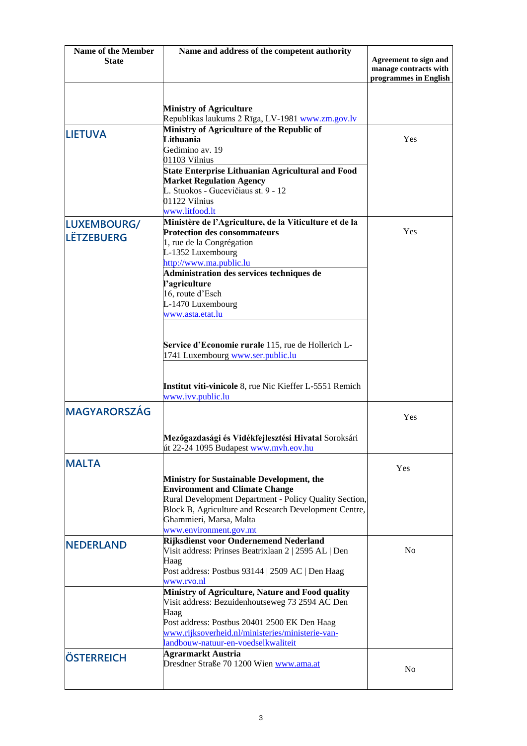| Name of the Member State | Name and address of the competent authority | Agreement to sign and manage contracts with programmes in English |
|---|---|---|
| | **Ministry of Agriculture**<br>Republikas laukums 2 Rīga, LV-1981 www.zm.gov.lv | |
| LIETUVA | **Ministry of Agriculture of the Republic of Lithuania**<br>Gedimino av. 19<br>01103 Vilnius | Yes |
| | **State Enterprise Lithuanian Agricultural and Food Market Regulation Agency**<br>L. Stuokos - Gucevičiaus st. 9 - 12<br>01122 Vilnius<br>www.litfood.lt | |
| LUXEMBOURG/ LËTZEBUERG | **Ministère de l'Agriculture, de la Viticulture et de la Protection des consommateurs**<br>1, rue de la Congrégation<br>L-1352 Luxembourg<br>http://www.ma.public.lu | Yes |
| | **Administration des services techniques de l'agriculture**<br>16, route d'Esch<br>L-1470 Luxembourg<br>www.asta.etat.lu | |
| | **Service d'Economie rurale** 115, rue de Hollerich L-1741 Luxembourg www.ser.public.lu | |
| | **Institut viti-vinicole** 8, rue Nic Kieffer L-5551 Remich www.ivv.public.lu | |
| MAGYARORSZÁG | **Mezőgazdasági és Vidékfejlesztési Hivatal** Soroksári út 22-24 1095 Budapest www.mvh.eov.hu | Yes |
| MALTA | **Ministry for Sustainable Development, the Environment and Climate Change**<br>Rural Development Department - Policy Quality Section, Block B, Agriculture and Research Development Centre, Ghammieri, Marsa, Malta<br>www.environment.gov.mt | Yes |
| NEDERLAND | **Rijksdienst voor Ondernemend Nederland**<br>Visit address: Prinses Beatrixlaan 2 \| 2595 AL \| Den Haag<br>Post address: Postbus 93144 \| 2509 AC \| Den Haag<br>www.rvo.nl | No |
| | **Ministry of Agriculture, Nature and Food quality**<br>Visit address: Bezuidenhoutseweg 73 2594 AC Den Haag<br>Post address: Postbus 20401 2500 EK Den Haag<br>www.rijksoverheid.nl/ministeries/ministerie-van-landbouw-natuur-en-voedselkwaliteit | |
| ÖSTERREICH | **Agrarmarkt Austria**<br>Dresdner Straße 70 1200 Wien www.ama.at | No |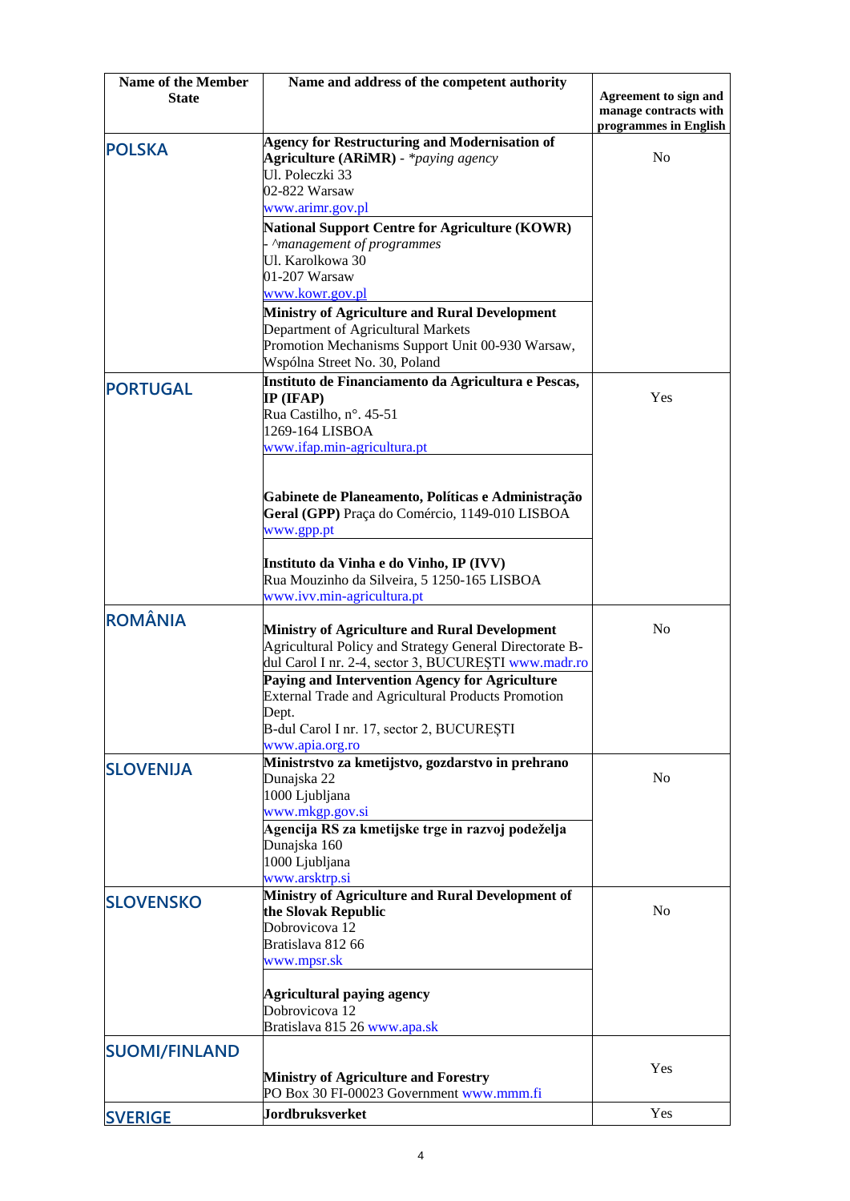| Name of the Member State | Name and address of the competent authority | Agreement to sign and manage contracts with programmes in English |
|---|---|---|
| **POLSKA** | **Agency for Restructuring and Modernisation of Agriculture (ARiMR)** - *\*paying agency* Ul. Poleczki 33 02-822 Warsaw www.arimr.gov.pl<br>**National Support Centre for Agriculture (KOWR)** - *^management of programmes* Ul. Karolkowa 30 01-207 Warsaw www.kowr.gov.pl<br>**Ministry of Agriculture and Rural Development** Department of Agricultural Markets Promotion Mechanisms Support Unit 00-930 Warsaw, Wspólna Street No. 30, Poland | No |
| **PORTUGAL** | **Instituto de Financiamento da Agricultura e Pescas, IP (IFAP)** Rua Castilho, n°. 45-51 1269-164 LISBOA www.ifap.min-agricultura.pt<br>**Gabinete de Planeamento, Políticas e Administração Geral (GPP)** Praça do Comércio, 1149-010 LISBOA www.gpp.pt<br>**Instituto da Vinha e do Vinho, IP (IVV)** Rua Mouzinho da Silveira, 5 1250-165 LISBOA www.ivv.min-agricultura.pt | Yes |
| **ROMÂNIA** | **Ministry of Agriculture and Rural Development** Agricultural Policy and Strategy General Directorate B-dul Carol I nr. 2-4, sector 3, BUCUREȘTI www.madr.ro<br>**Paying and Intervention Agency for Agriculture** External Trade and Agricultural Products Promotion Dept. B-dul Carol I nr. 17, sector 2, BUCUREȘTI www.apia.org.ro | No |
| **SLOVENIJA** | **Ministrstvo za kmetijstvo, gozdarstvo in prehrano** Dunajska 22 1000 Ljubljana www.mkgp.gov.si<br>**Agencija RS za kmetijske trge in razvoj podeželja** Dunajska 160 1000 Ljubljana www.arsktrp.si | No |
| **SLOVENSKO** | **Ministry of Agriculture and Rural Development of the Slovak Republic** Dobrovicova 12 Bratislava 812 66 www.mpsr.sk<br>**Agricultural paying agency** Dobrovicova 12 Bratislava 815 26 www.apa.sk | No |
| **SUOMI/FINLAND** | **Ministry of Agriculture and Forestry** PO Box 30 FI-00023 Government www.mmm.fi | Yes |
| **SVERIGE** | **Jordbruksverket** | Yes |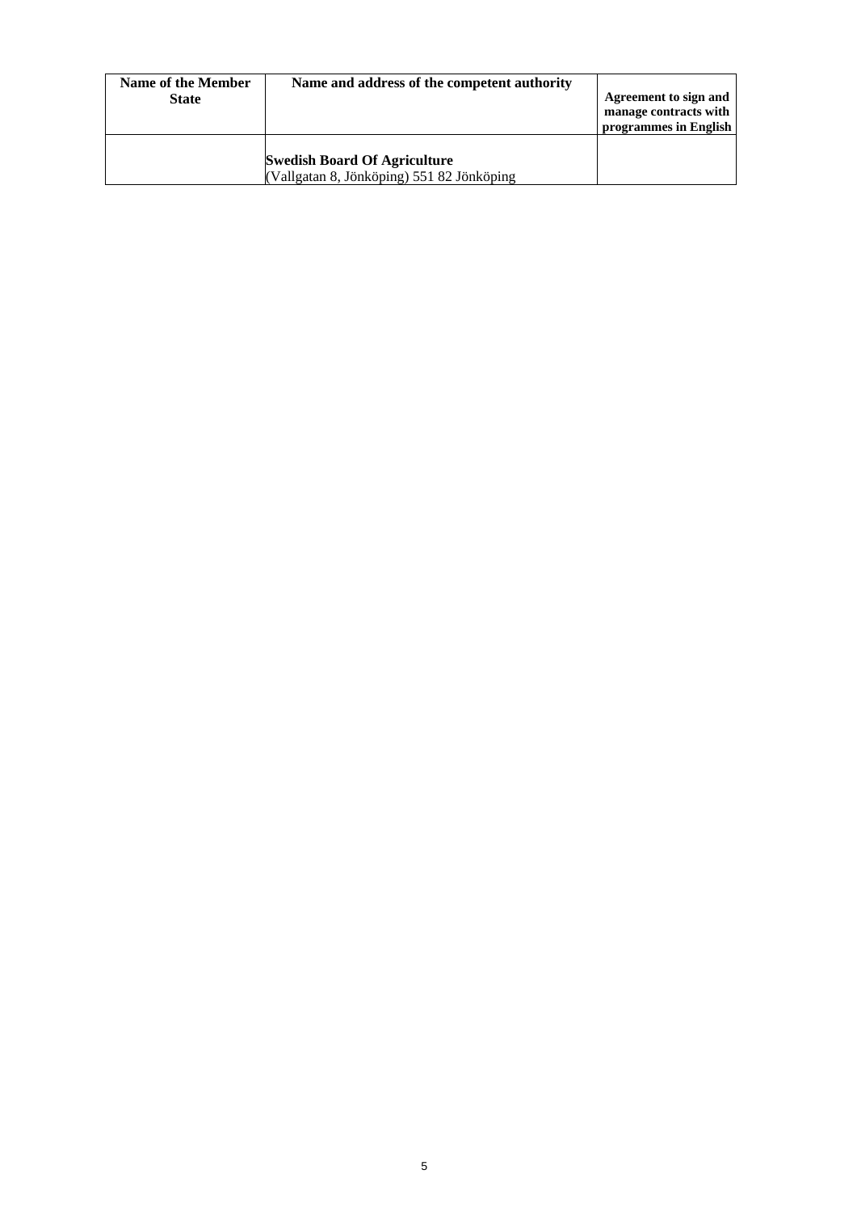| Name of the Member State | Name and address of the competent authority | Agreement to sign and manage contracts with programmes in English |
|---|---|---|
| | **Swedish Board Of Agriculture**<br>(Vallgatan 8, Jönköping) 551 82 Jönköping | |